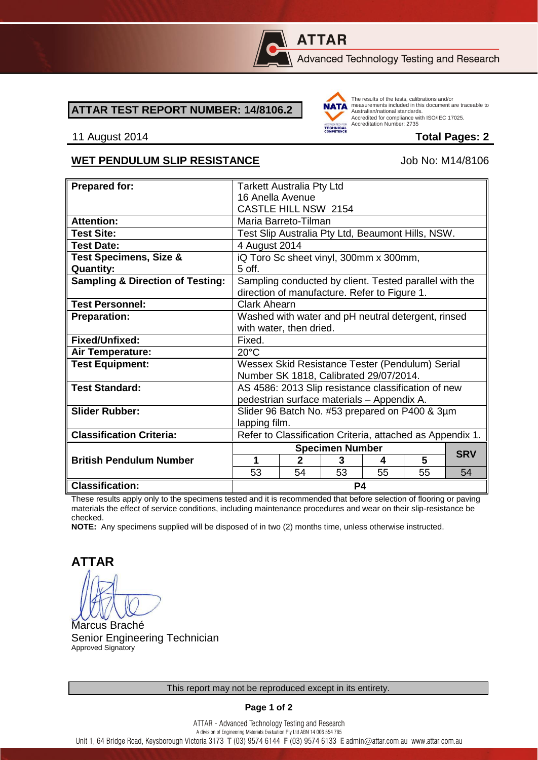**ATTAR**

Advanced Technology Testing and Research

## ATTAR TEST REPORT NUMBER: 14/8106.2

The results of the tests, calibrations and/or measurements included in this document are traceable to Australian/national standards. Accredited for compliance with ISO/IEC 17025. Accreditation Number: 2735

11 August 2014 **Total Pages: 2**

### WET PENDULUM SLIP RESISTANCE

Job No: M14/8106

| | | | | | | |
|---|---|---|---|---|---|---|
| **Prepared for:** | Tarkett Australia Pty Ltd<br>16 Anella Avenue<br>CASTLE HILL NSW 2154 | | | | | |
| **Attention:** | Maria Barreto-Tilman | | | | | |
| **Test Site:** | Test Slip Australia Pty Ltd, Beaumont Hills, NSW. | | | | | |
| **Test Date:** | 4 August 2014 | | | | | |
| **Test Specimens, Size & Quantity:** | iQ Toro Sc sheet vinyl, 300mm x 300mm, 5 off. | | | | | |
| **Sampling & Direction of Testing:** | Sampling conducted by client. Tested parallel with the direction of manufacture. Refer to Figure 1. | | | | | |
| **Test Personnel:** | Clark Ahearn | | | | | |
| **Preparation:** | Washed with water and pH neutral detergent, rinsed with water, then dried. | | | | | |
| **Fixed/Unfixed:** | Fixed. | | | | | |
| **Air Temperature:** | 20°C | | | | | |
| **Test Equipment:** | Wessex Skid Resistance Tester (Pendulum) Serial Number SK 1818, Calibrated 29/07/2014. | | | | | |
| **Test Standard:** | AS 4586: 2013 Slip resistance classification of new pedestrian surface materials – Appendix A. | | | | | |
| **Slider Rubber:** | Slider 96 Batch No. #53 prepared on P400 & 3µm lapping film. | | | | | |
| **Classification Criteria:** | Refer to Classification Criteria, attached as Appendix 1. | | | | | |
| **British Pendulum Number** | **Specimen Number** | | | | | **SRV** |
| | **1** | **2** | **3** | **4** | **5** | |
| | 53 | 54 | 53 | 55 | 55 | 54 |
| **Classification:** | **P4** | | | | | |

These results apply only to the specimens tested and it is recommended that before selection of flooring or paving materials the effect of service conditions, including maintenance procedures and wear on their slip-resistance be checked.

**NOTE:** Any specimens supplied will be disposed of in two (2) months time, unless otherwise instructed.

**ATTAR**

Marcus Braché
Senior Engineering Technician
Approved Signatory

This report may not be reproduced except in its entirety.

ATTAR - Advanced Technology Testing and Research
A division of Engineering Materials Evaluation Pty Ltd ABN 14 006 554 785
Unit 1, 64 Bridge Road, Keysborough Victoria 3173 T (03) 9574 6144 F (03) 9574 6133 E admin@attar.com.au www.attar.com.au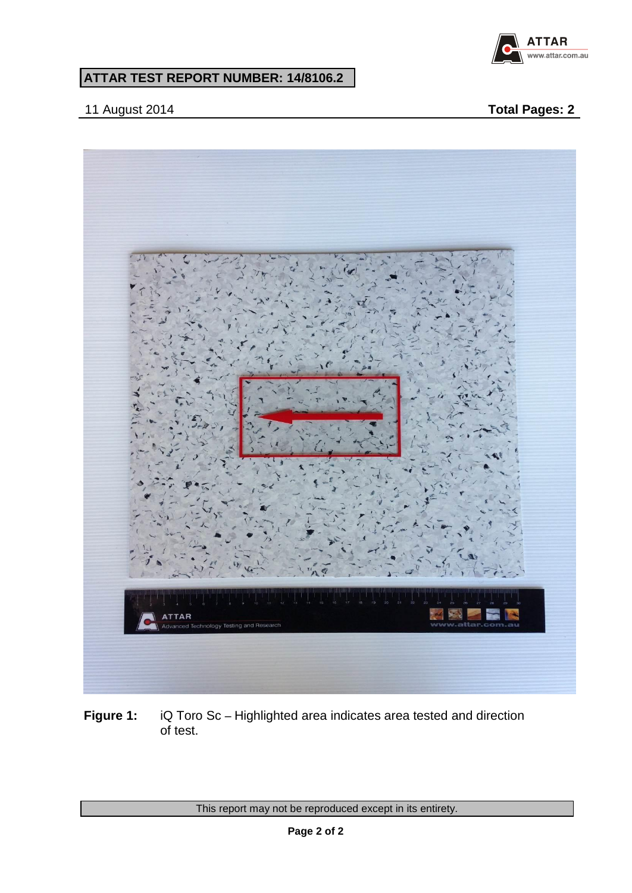**ATTAR TEST REPORT NUMBER: 14/8106.2**

11 August 2014 **Total Pages: 2**

**Figure 1:** iQ Toro Sc – Highlighted area indicates area tested and direction of test.

This report may not be reproduced except in its entirety.